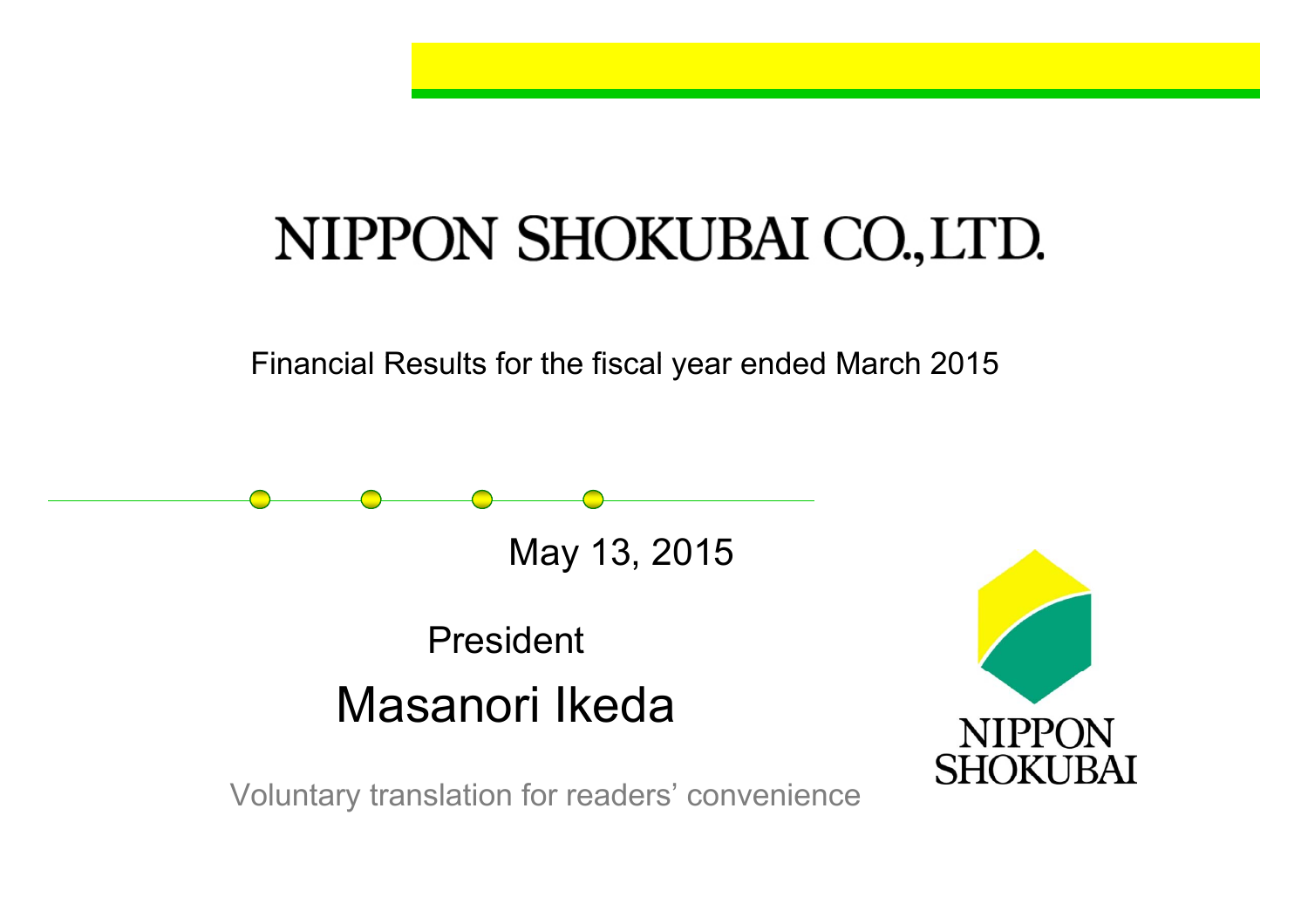# NIPPON SHOKUBAI CO., LTD.

Financial Results for the fiscal year ended March 2015

May 13, 2015

President

Masanori Ikeda

Voluntary translation for readers' convenience

NIPPON SHOKUBAI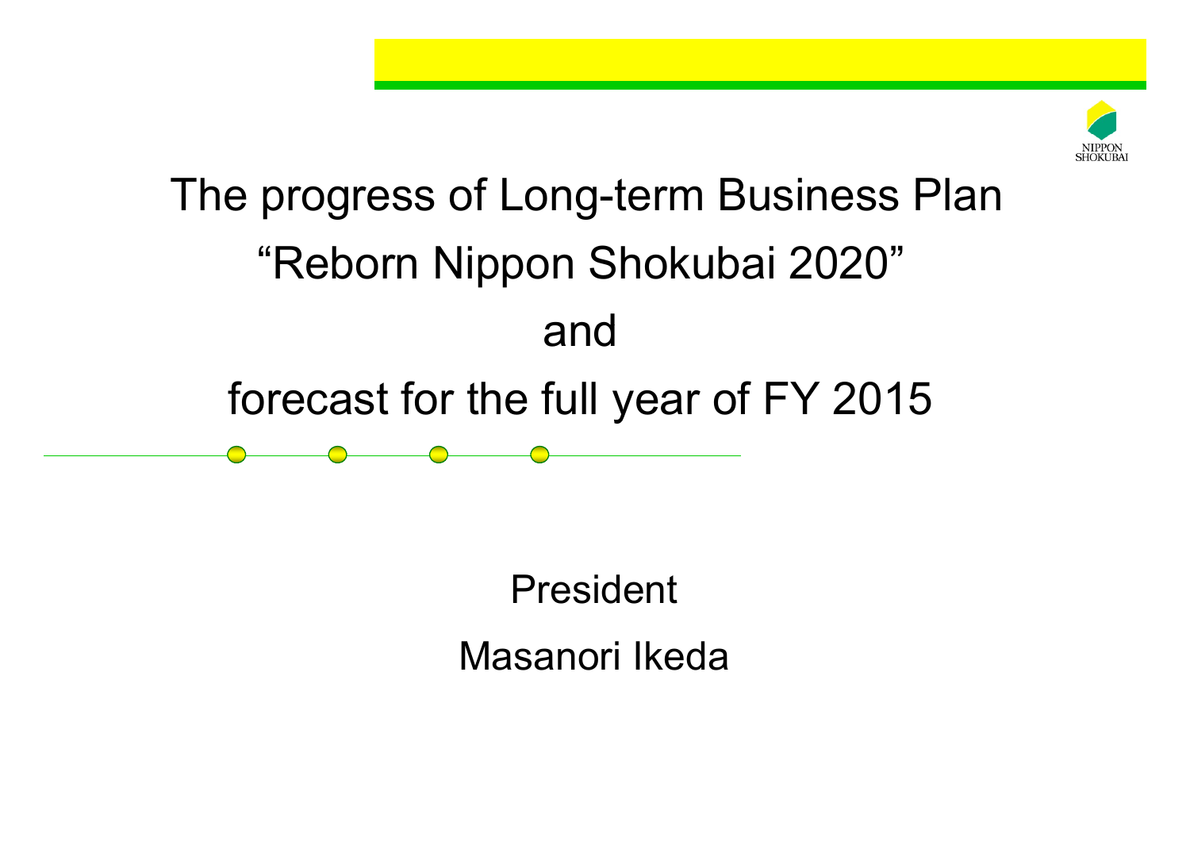# The progress of Long-term Business Plan "Reborn Nippon Shokubai 2020" and forecast for the full year of FY 2015

President

Masanori Ikeda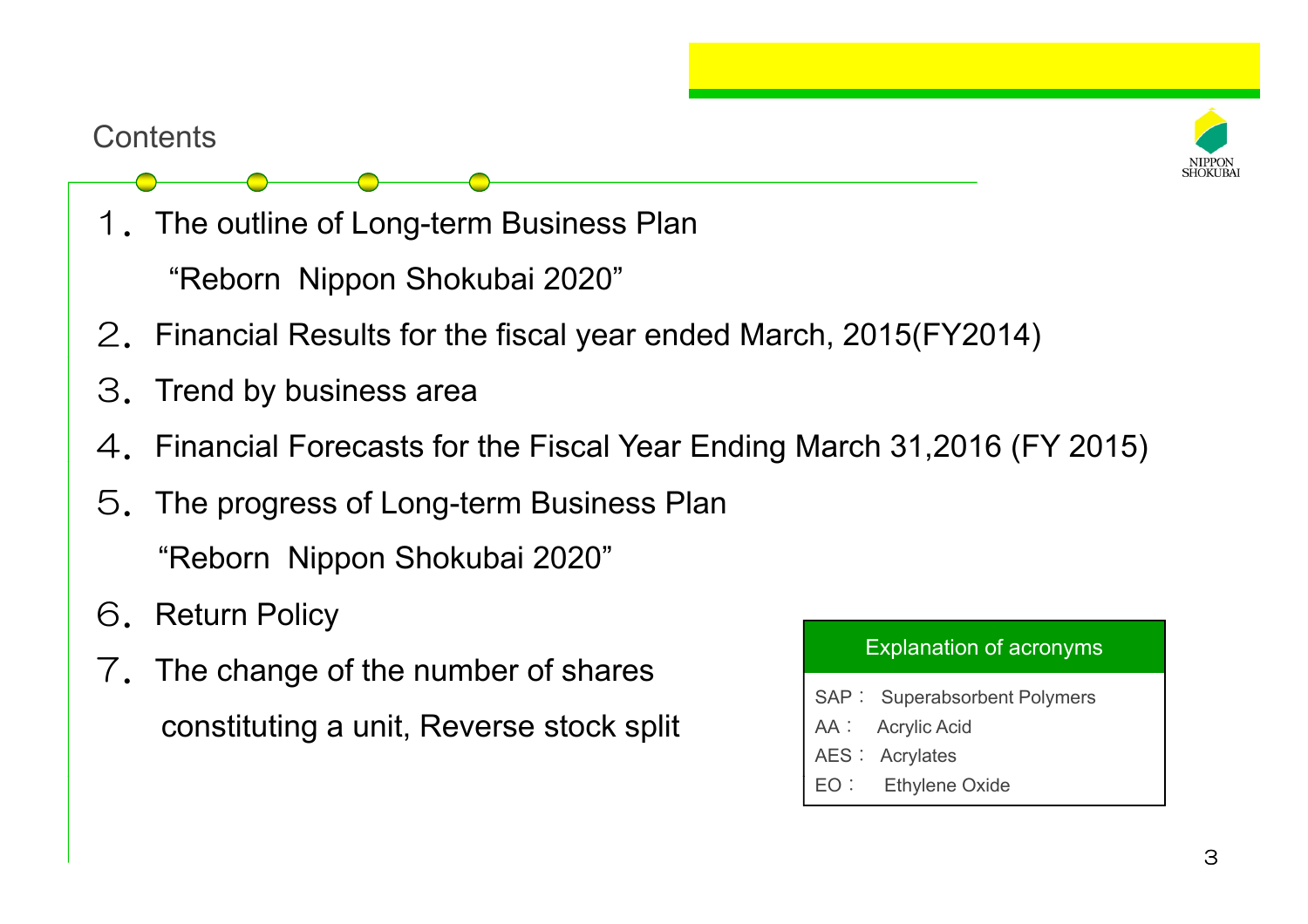## Contents

１．The outline of Long-term Business Plan
“Reborn Nippon Shokubai 2020”

２．Financial Results for the fiscal year ended March, 2015(FY2014)

３．Trend by business area

４．Financial Forecasts for the Fiscal Year Ending March 31,2016 (FY 2015)

５．The progress of Long-term Business Plan
“Reborn Nippon Shokubai 2020”

６．Return Policy

７．The change of the number of shares constituting a unit, Reverse stock split

| Explanation of acronyms |
|---|
| SAP： Superabsorbent Polymers |
| AA： Acrylic Acid |
| AES： Acrylates |
| EO： Ethylene Oxide |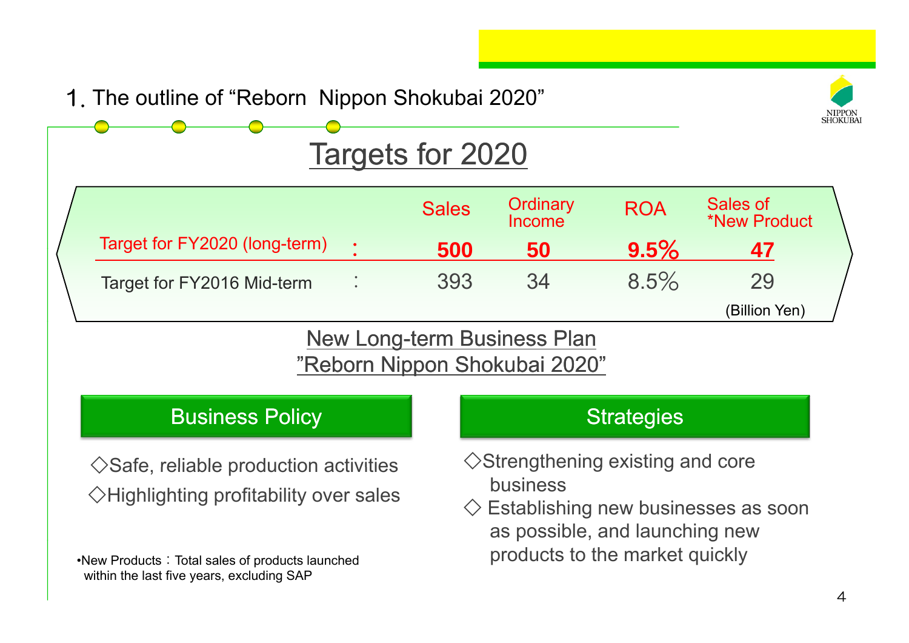## 1. The outline of "Reborn Nippon Shokubai 2020"

### Targets for 2020

| | | Sales | Ordinary Income | ROA | Sales of *New Product |
|---|---|---|---|---|---|
| Target for FY2020 (long-term) | : | **500** | **50** | **9.5%** | **47** |
| Target for FY2016 Mid-term | : | 393 | 34 | 8.5% | 29 |

(Billion Yen)

### New Long-term Business Plan "Reborn Nippon Shokubai 2020"

**Business Policy**

◇Safe, reliable production activities

◇Highlighting profitability over sales

**Strategies**

◇Strengthening existing and core business

◇ Establishing new businesses as soon as possible, and launching new products to the market quickly

•New Products：Total sales of products launched within the last five years, excluding SAP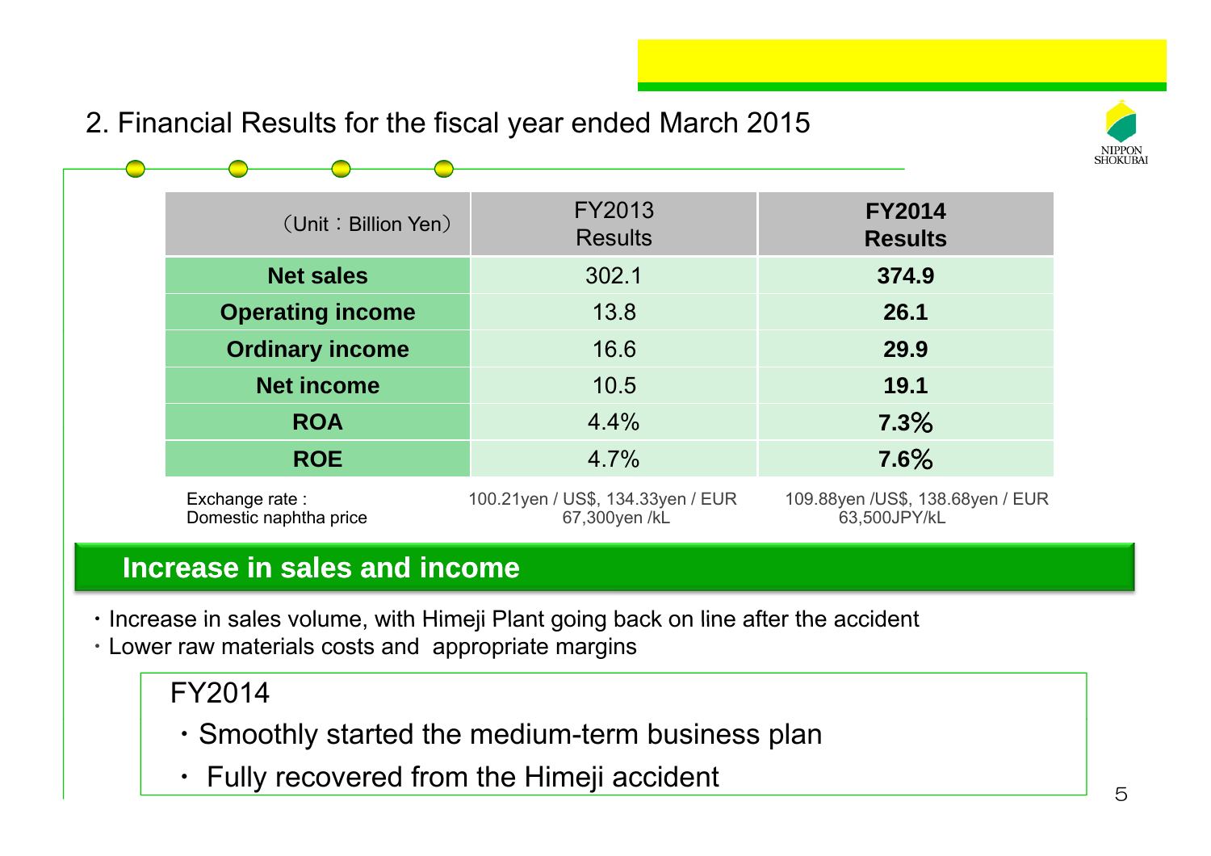## 2. Financial Results for the fiscal year ended March 2015

| （Unit：Billion Yen） | FY2013 Results | **FY2014 Results** |
|---|---|---|
| **Net sales** | 302.1 | **374.9** |
| **Operating income** | 13.8 | **26.1** |
| **Ordinary income** | 16.6 | **29.9** |
| **Net income** | 10.5 | **19.1** |
| **ROA** | 4.4% | **7.3%** |
| **ROE** | 4.7% | **7.6%** |
| Exchange rate :<br>Domestic naphtha price | 100.21yen / US$, 134.33yen / EUR<br>67,300yen /kL | 109.88yen /US$, 138.68yen / EUR<br>63,500JPY/kL |

### Increase in sales and income

・Increase in sales volume, with Himeji Plant going back on line after the accident
・Lower raw materials costs and appropriate margins

FY2014

・Smoothly started the medium-term business plan
・ Fully recovered from the Himeji accident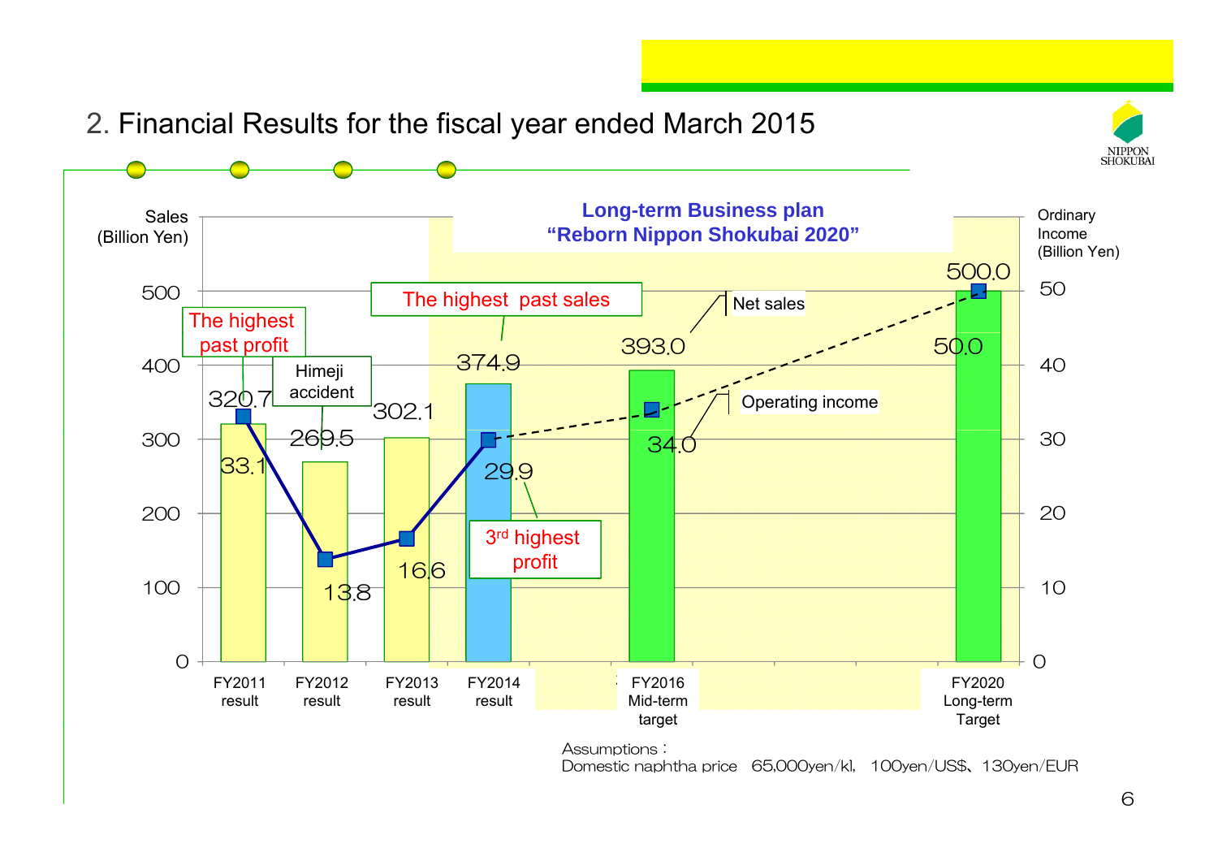## 2. Financial Results for the fiscal year ended March 2015

Long-term Business plan
"Reborn Nippon Shokubai 2020"

Sales (Billion Yen) / Ordinary Income (Billion Yen)

| | FY2011 result | FY2012 result | FY2013 result | FY2014 result | FY2016 Mid-term target | FY2020 Long-term Target |
|---|---|---|---|---|---|---|
| Net sales | 320.7 | 269.5 | 302.1 | 374.9 | 393.0 | 500.0 |
| Operating income | 33.1 | 13.8 | 16.6 | 29.9 | 34.0 | 50.0 |

- FY2011: The highest past profit
- FY2012: Himeji accident
- FY2014: The highest past sales; 3rd highest profit

Assumptions：
Domestic naphtha price 65,000yen/kl, 100yen/US$、130yen/EUR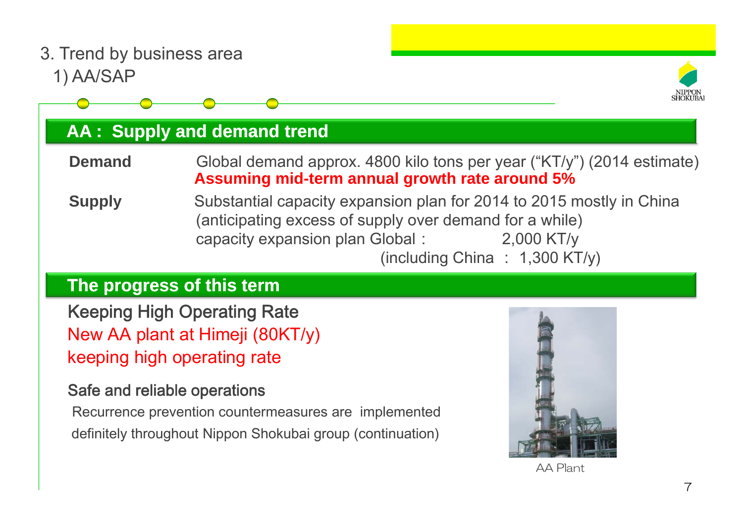# 3. Trend by business area

## 1) AA/SAP

### AA : Supply and demand trend

**Demand**

Global demand approx. 4800 kilo tons per year (“KT/y”) (2014 estimate)
**Assuming mid-term annual growth rate around 5%**

**Supply**

Substantial capacity expansion plan for 2014 to 2015 mostly in China
(anticipating excess of supply over demand for a while)
capacity expansion plan Global : 2,000 KT/y
(including China : 1,300 KT/y)

### The progress of this term

Keeping High Operating Rate

New AA plant at Himeji (80KT/y)
keeping high operating rate

Safe and reliable operations

Recurrence prevention countermeasures are implemented definitely throughout Nippon Shokubai group (continuation)

AA Plant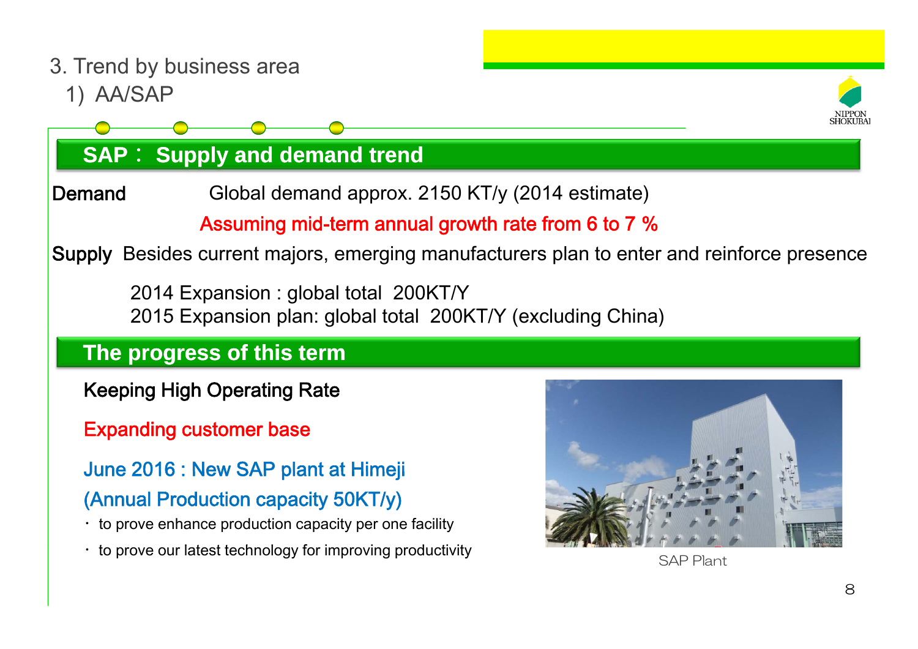# 3. Trend by business area

## 1) AA/SAP

### SAP： Supply and demand trend

**Demand** Global demand approx. 2150 KT/y (2014 estimate)

Assuming mid-term annual growth rate from 6 to 7 %

**Supply** Besides current majors, emerging manufacturers plan to enter and reinforce presence

2014 Expansion : global total 200KT/Y
2015 Expansion plan: global total 200KT/Y (excluding China)

### The progress of this term

Keeping High Operating Rate

Expanding customer base

June 2016 : New SAP plant at Himeji
(Annual Production capacity 50KT/y)

- to prove enhance production capacity per one facility
- to prove our latest technology for improving productivity

SAP Plant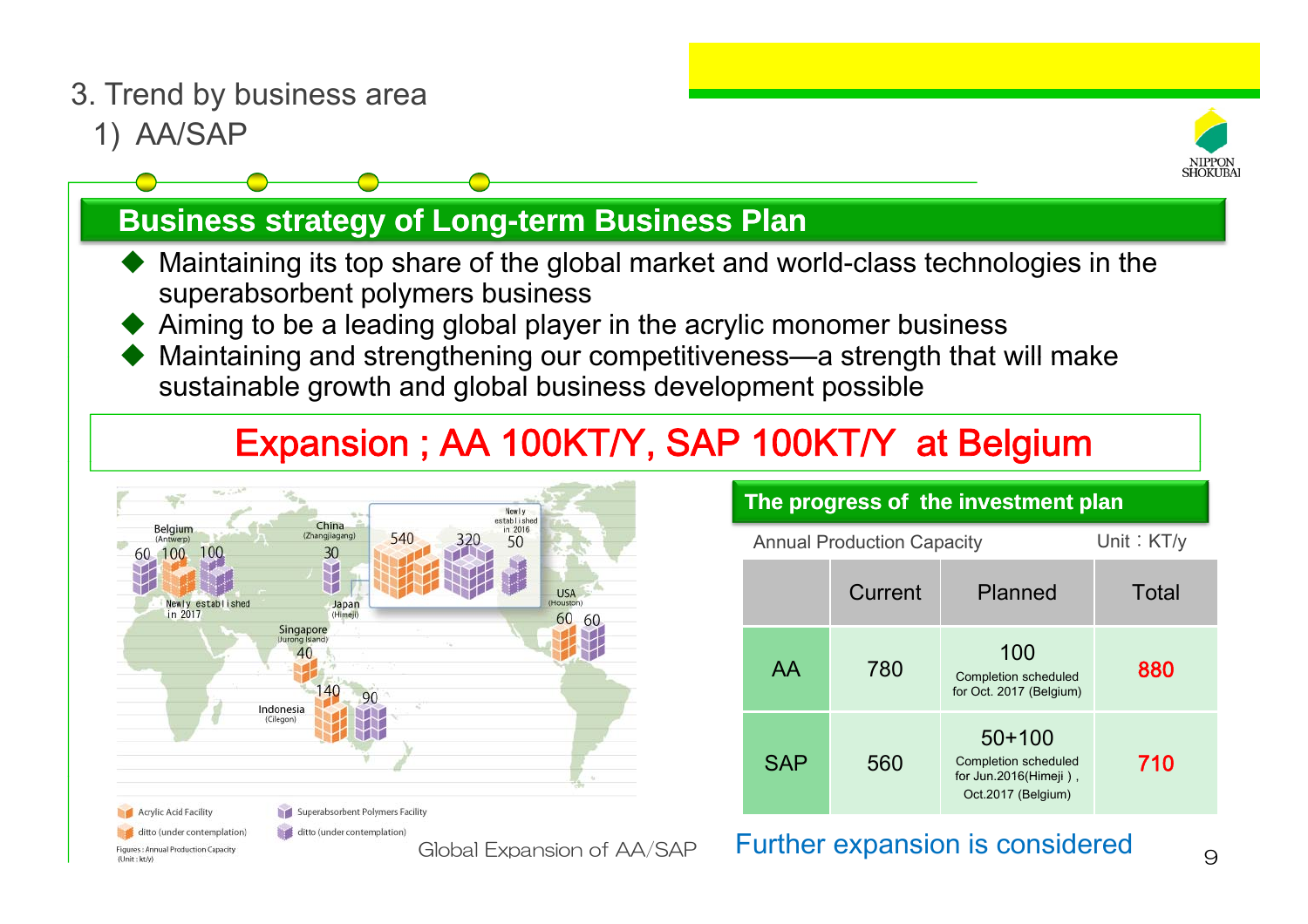# 3. Trend by business area

## 1) AA/SAP

### Business strategy of Long-term Business Plan

- Maintaining its top share of the global market and world-class technologies in the superabsorbent polymers business
- Aiming to be a leading global player in the acrylic monomer business
- Maintaining and strengthening our competitiveness—a strength that will make sustainable growth and global business development possible

**Expansion ; AA 100KT/Y, SAP 100KT/Y at Belgium**

Belgium (Antwerp) 60 100 100 Newly established in 2017
China (Zhangjiagang) 30
Japan (Himeji) 540 320 50 Newly established in 2016
USA (Houston) 60 60
Singapore (Jurong Island) 40
Indonesia (Cilegon) 140 90

Acrylic Acid Facility
ditto (under contemplation)
Superabsorbent Polymers Facility
ditto (under contemplation)
Figures : Annual Production Capacity (Unit : kt/y)

Global Expansion of AA/SAP

### The progress of the investment plan

Annual Production Capacity Unit：KT/y

| | Current | Planned | Total |
|---|---|---|---|
| AA | 780 | 100<br>Completion scheduled for Oct. 2017 (Belgium) | 880 |
| SAP | 560 | 50+100<br>Completion scheduled for Jun.2016(Himeji ) , Oct.2017 (Belgium) | 710 |

Further expansion is considered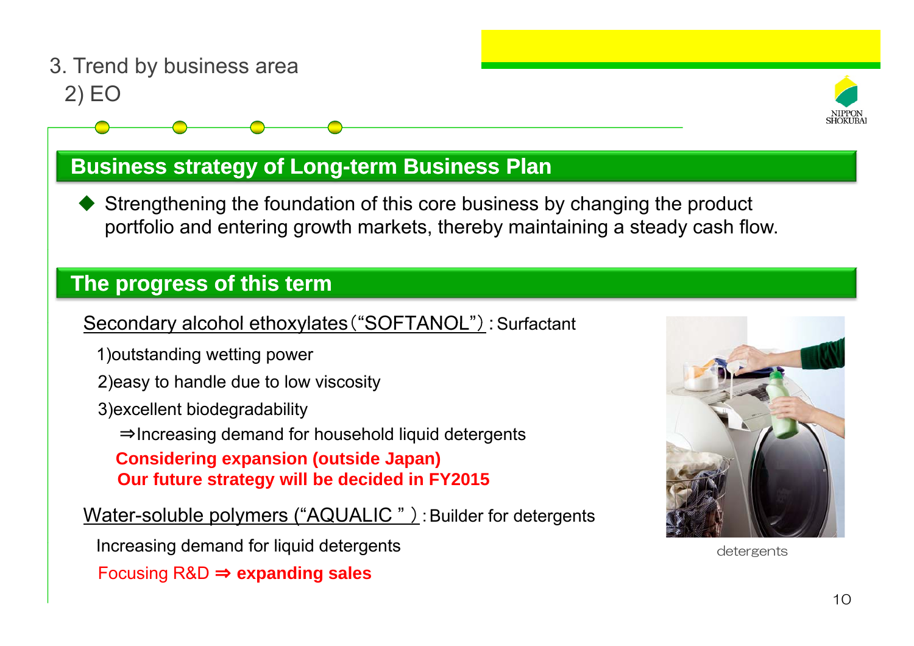# 3. Trend by business area
## 2) EO

### Business strategy of Long-term Business Plan

- Strengthening the foundation of this core business by changing the product portfolio and entering growth markets, thereby maintaining a steady cash flow.

### The progress of this term

Secondary alcohol ethoxylates（“SOFTANOL”）: Surfactant

1)outstanding wetting power

2)easy to handle due to low viscosity

3)excellent biodegradability

⇒Increasing demand for household liquid detergents

**Considering expansion (outside Japan)**
**Our future strategy will be decided in FY2015**

Water-soluble polymers (“AQUALIC ” ) : Builder for detergents

Increasing demand for liquid detergents

Focusing R&D ⇒ **expanding sales**

detergents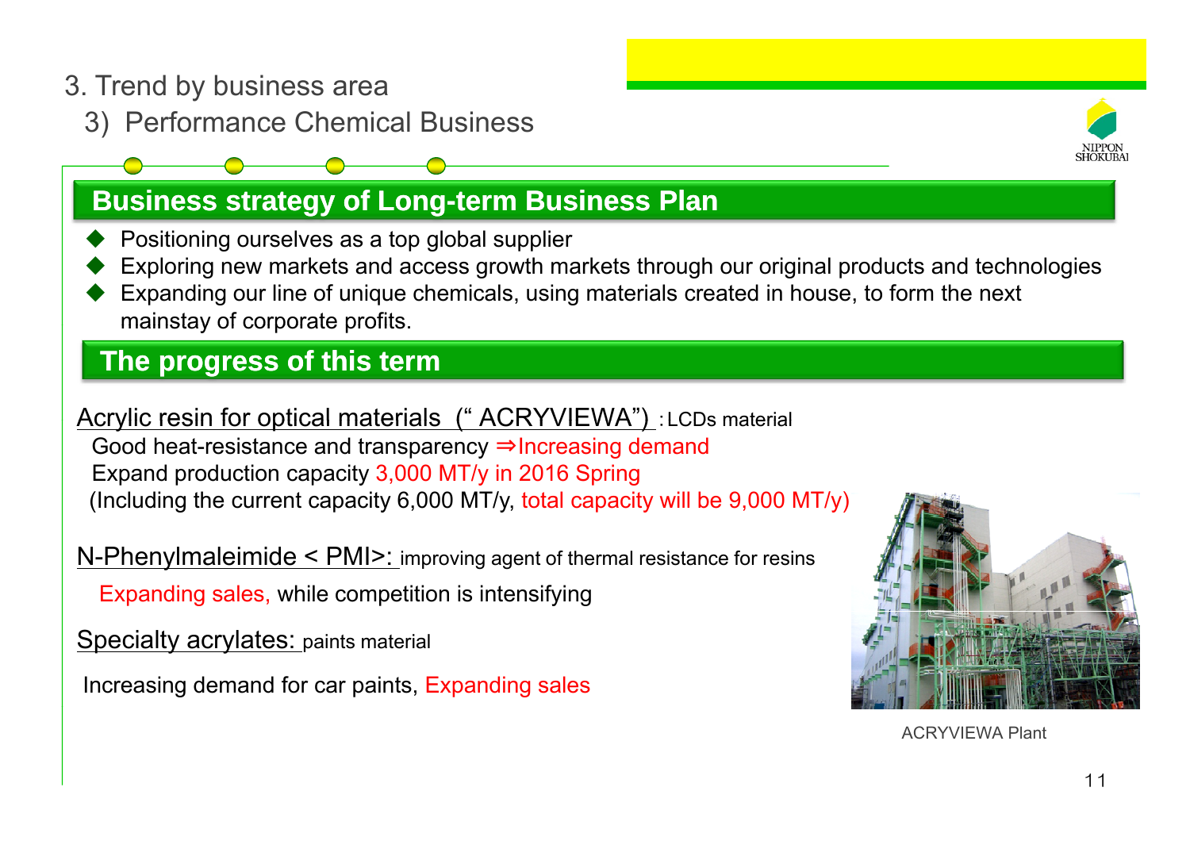# 3. Trend by business area

## 3) Performance Chemical Business

### Business strategy of Long-term Business Plan

- Positioning ourselves as a top global supplier
- Exploring new markets and access growth markets through our original products and technologies
- Expanding our line of unique chemicals, using materials created in house, to form the next mainstay of corporate profits.

### The progress of this term

Acrylic resin for optical materials (" ACRYVIEWA") : LCDs material

Good heat-resistance and transparency ⇒Increasing demand

Expand production capacity 3,000 MT/y in 2016 Spring

(Including the current capacity 6,000 MT/y, total capacity will be 9,000 MT/y)

N-Phenylmaleimide < PMI>: improving agent of thermal resistance for resins

Expanding sales, while competition is intensifying

Specialty acrylates: paints material

Increasing demand for car paints, Expanding sales

ACRYVIEWA Plant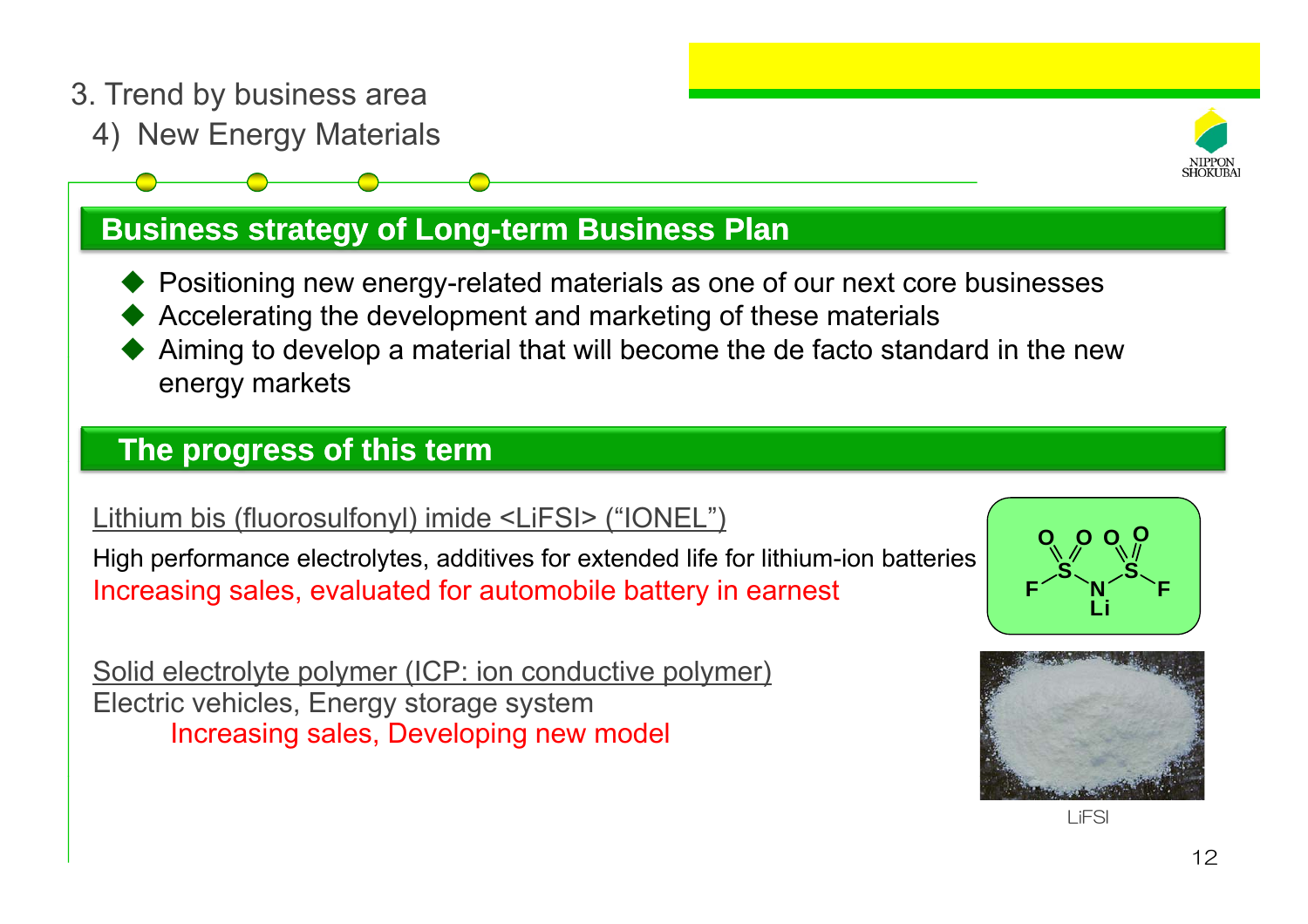# 3. Trend by business area

## 4) New Energy Materials

### Business strategy of Long-term Business Plan

- Positioning new energy-related materials as one of our next core businesses
- Accelerating the development and marketing of these materials
- Aiming to develop a material that will become the de facto standard in the new energy markets

### The progress of this term

Lithium bis (fluorosulfonyl) imide <LiFSI> (“IONEL”)

High performance electrolytes, additives for extended life for lithium-ion batteries

Increasing sales, evaluated for automobile battery in earnest

Solid electrolyte polymer (ICP: ion conductive polymer)

Electric vehicles, Energy storage system

Increasing sales, Developing new model

LiFSI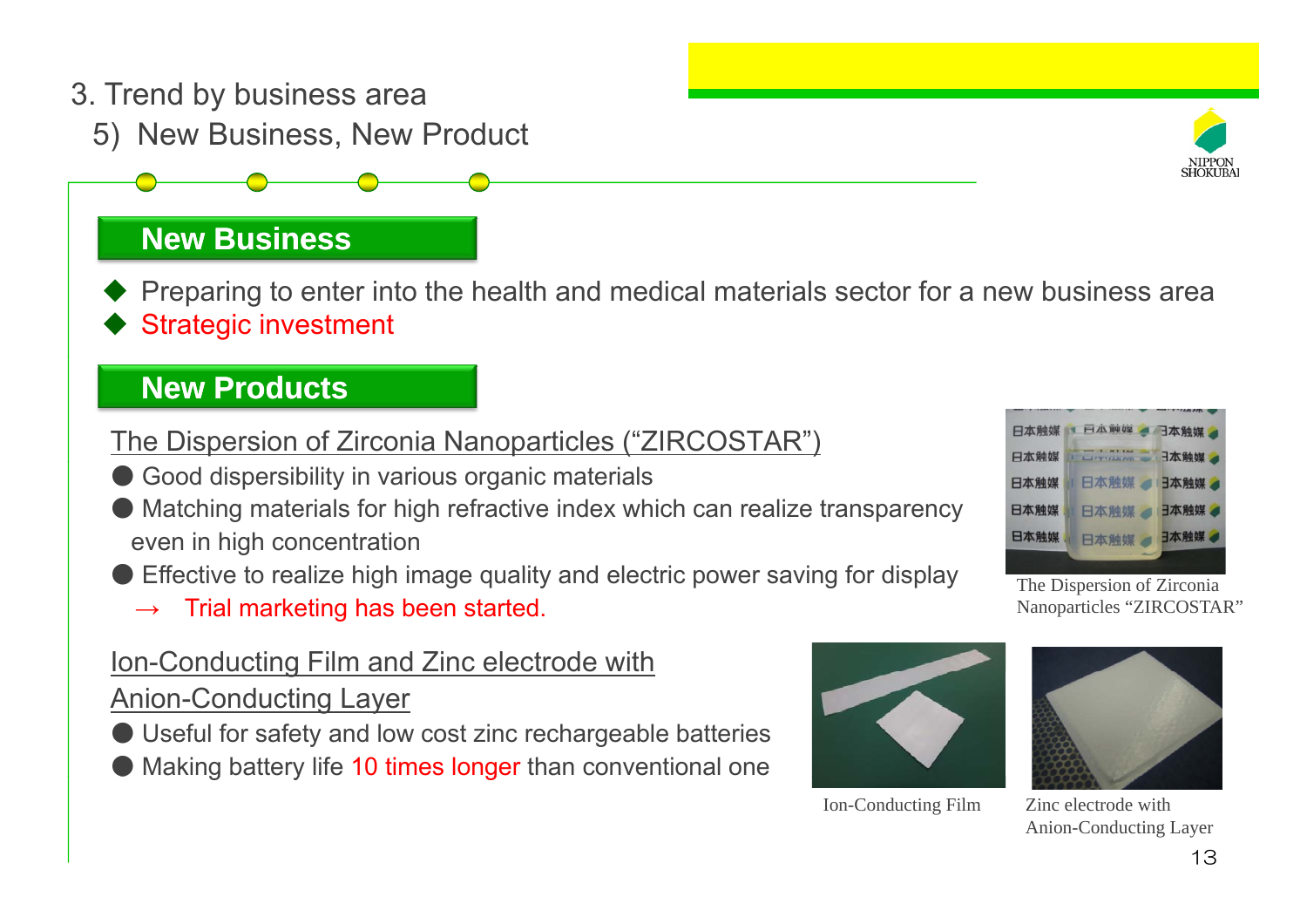# 3. Trend by business area

## 5) New Business, New Product

### New Business

- Preparing to enter into the health and medical materials sector for a new business area
- Strategic investment

### New Products

The Dispersion of Zirconia Nanoparticles (“ZIRCOSTAR”)

- Good dispersibility in various organic materials
- Matching materials for high refractive index which can realize transparency even in high concentration
- Effective to realize high image quality and electric power saving for display

→ Trial marketing has been started.

The Dispersion of Zirconia Nanoparticles “ZIRCOSTAR”

Ion-Conducting Film and Zinc electrode with Anion-Conducting Layer

- Useful for safety and low cost zinc rechargeable batteries
- Making battery life 10 times longer than conventional one

Ion-Conducting Film

Zinc electrode with Anion-Conducting Layer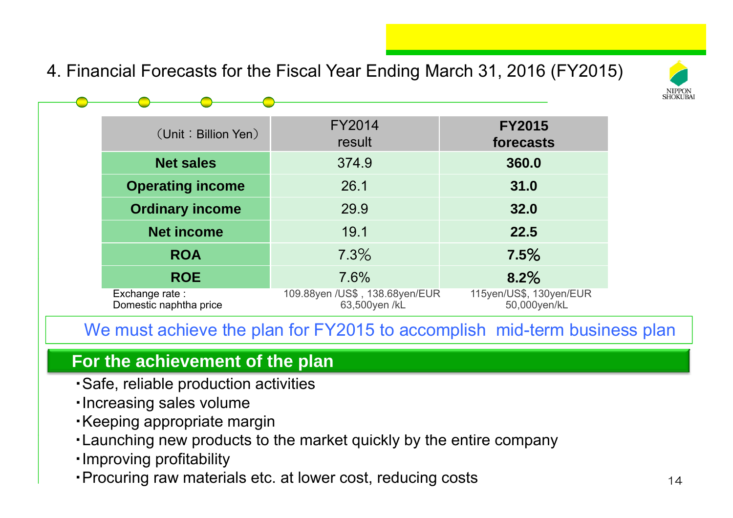## 4. Financial Forecasts for the Fiscal Year Ending March 31, 2016 (FY2015)

| （Unit：Billion Yen） | FY2014 result | **FY2015 forecasts** |
|---|---|---|
| **Net sales** | 374.9 | **360.0** |
| **Operating income** | 26.1 | **31.0** |
| **Ordinary income** | 29.9 | **32.0** |
| **Net income** | 19.1 | **22.5** |
| **ROA** | 7.3% | **7.5%** |
| **ROE** | 7.6% | **8.2%** |
| Exchange rate : | 109.88yen /US$ , 138.68yen/EUR | 115yen/US$, 130yen/EUR |
| Domestic naphtha price | 63,500yen /kL | 50,000yen/kL |

We must achieve the plan for FY2015 to accomplish mid-term business plan

### For the achievement of the plan

- Safe, reliable production activities
- Increasing sales volume
- Keeping appropriate margin
- Launching new products to the market quickly by the entire company
- Improving profitability
- Procuring raw materials etc. at lower cost, reducing costs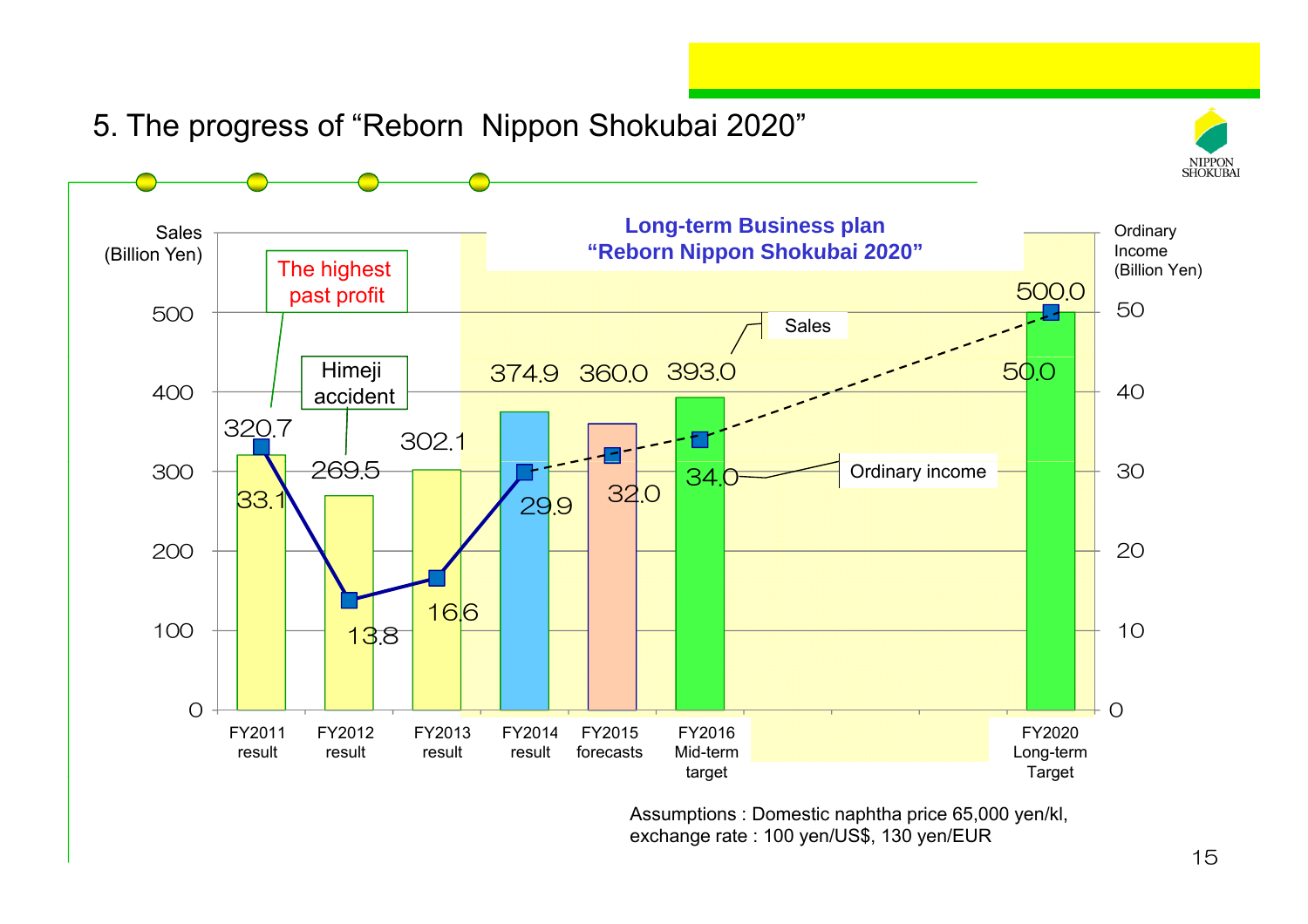# 5. The progress of "Reborn Nippon Shokubai 2020"

**Long-term Business plan "Reborn Nippon Shokubai 2020"**

| | FY2011 result | FY2012 result | FY2013 result | FY2014 result | FY2015 forecasts | FY2016 Mid-term target | FY2020 Long-term Target |
|---|---|---|---|---|---|---|---|
| Sales (Billion Yen) | 320.7 | 269.5 | 302.1 | 374.9 | 360.0 | 393.0 | 500.0 |
| Ordinary Income (Billion Yen) | 33.1 | 13.8 | 16.6 | 29.9 | 32.0 | 34.0 | 50.0 |

- FY2011: The highest past profit
- FY2012: Himeji accident

Assumptions : Domestic naphtha price 65,000 yen/kl, exchange rate : 100 yen/US$, 130 yen/EUR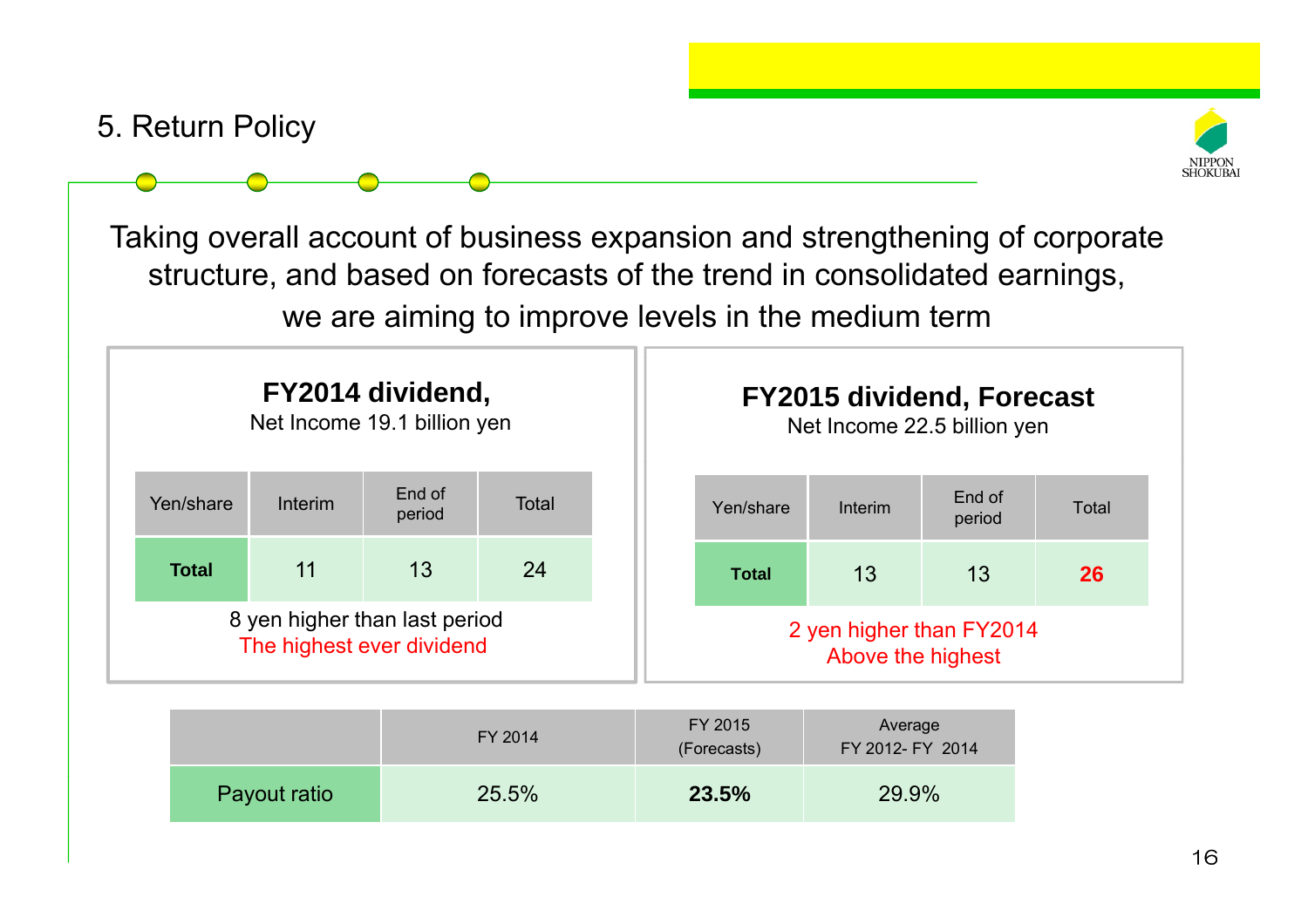# 5. Return Policy

Taking overall account of business expansion and strengthening of corporate structure, and based on forecasts of the trend in consolidated earnings, we are aiming to improve levels in the medium term

### FY2014 dividend,

Net Income 19.1 billion yen

| Yen/share | Interim | End of period | Total |
|---|---|---|---|
| **Total** | 11 | 13 | 24 |

8 yen higher than last period
The highest ever dividend

### FY2015 dividend, Forecast

Net Income 22.5 billion yen

| Yen/share | Interim | End of period | Total |
|---|---|---|---|
| **Total** | 13 | 13 | **26** |

2 yen higher than FY2014
Above the highest

| | FY 2014 | FY 2015 (Forecasts) | Average FY 2012- FY 2014 |
|---|---|---|---|
| Payout ratio | 25.5% | **23.5%** | 29.9% |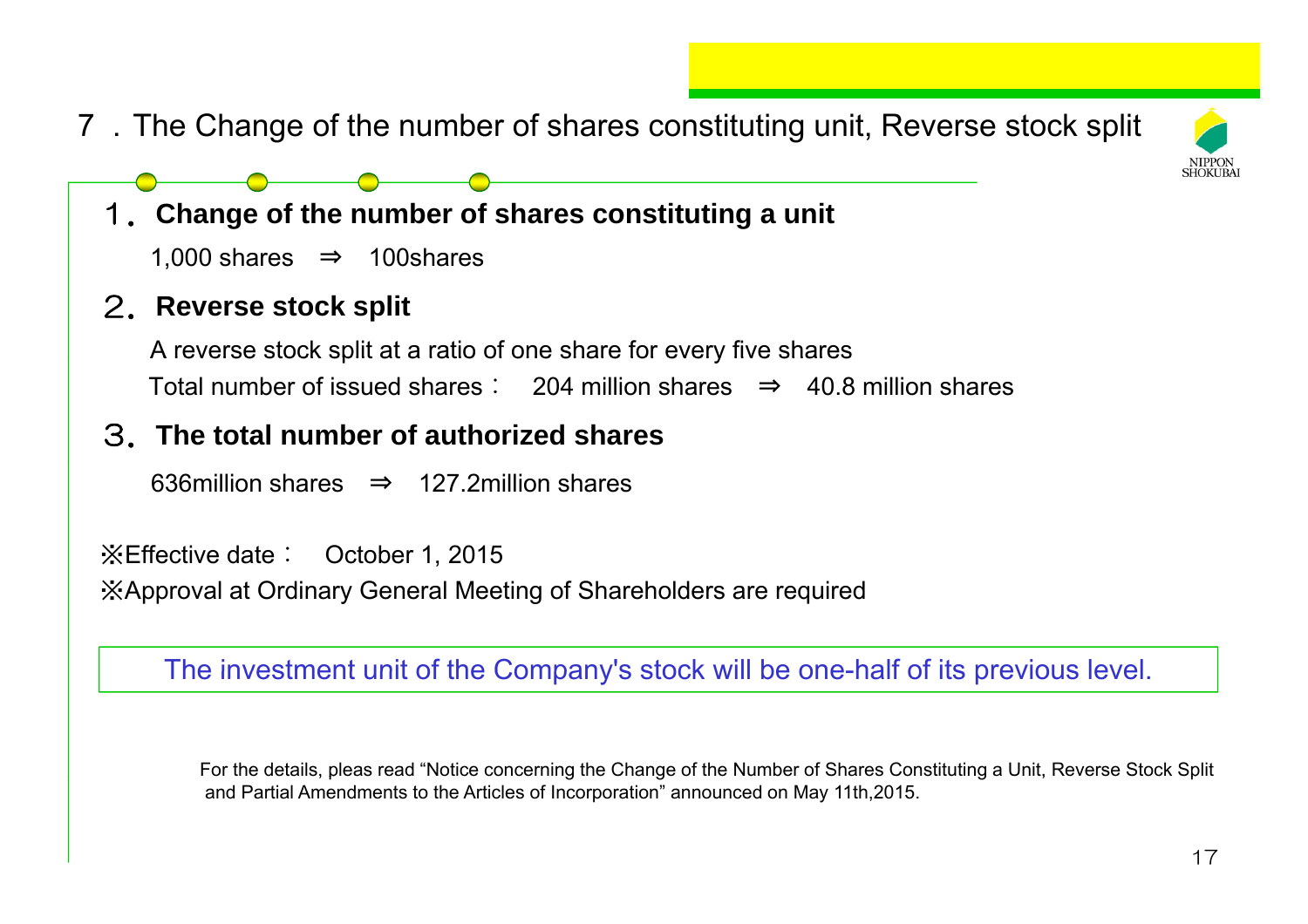# 7．The Change of the number of shares constituting unit, Reverse stock split

## 1. Change of the number of shares constituting a unit

1,000 shares ⇒ 100shares

## 2. Reverse stock split

A reverse stock split at a ratio of one share for every five shares

Total number of issued shares： 204 million shares ⇒ 40.8 million shares

## 3. The total number of authorized shares

636million shares ⇒ 127.2million shares

※Effective date： October 1, 2015

※Approval at Ordinary General Meeting of Shareholders are required

The investment unit of the Company's stock will be one-half of its previous level.

For the details, pleas read “Notice concerning the Change of the Number of Shares Constituting a Unit, Reverse Stock Split and Partial Amendments to the Articles of Incorporation” announced on May 11th,2015.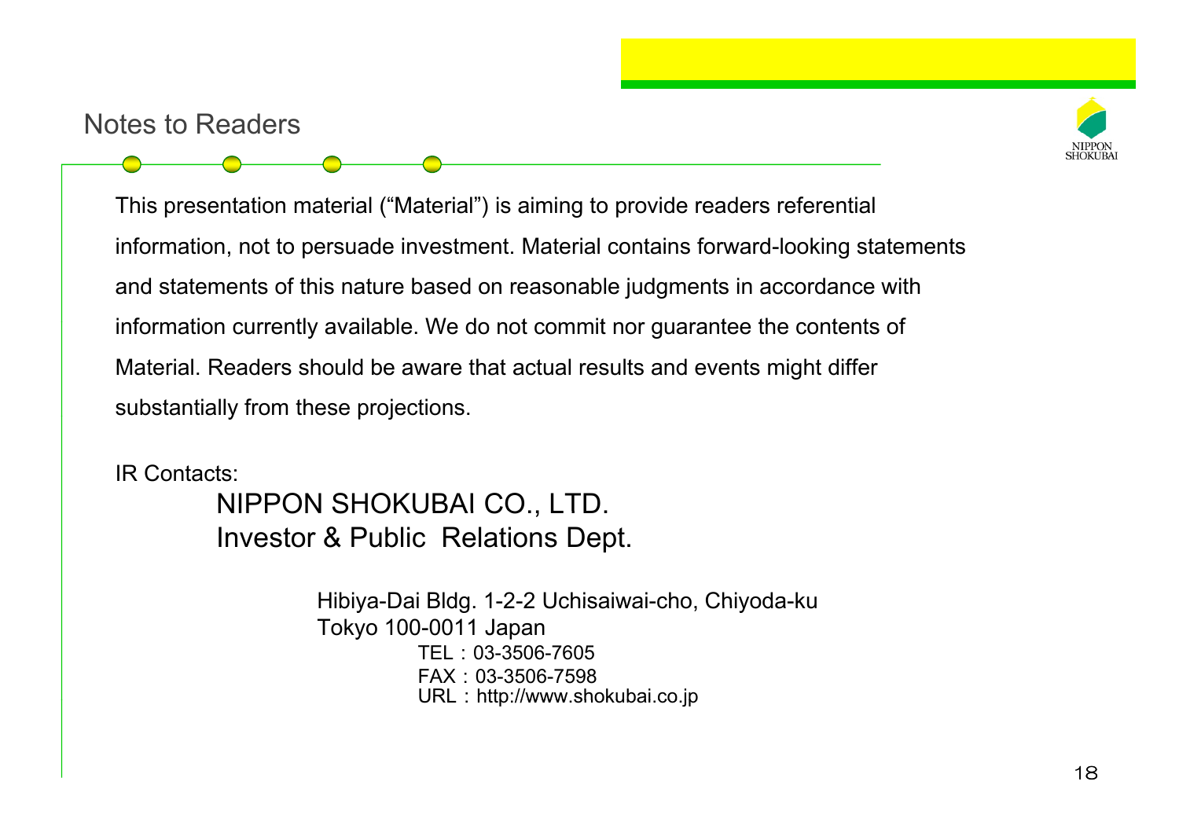## Notes to Readers

This presentation material (“Material”) is aiming to provide readers referential information, not to persuade investment. Material contains forward-looking statements and statements of this nature based on reasonable judgments in accordance with information currently available. We do not commit nor guarantee the contents of Material. Readers should be aware that actual results and events might differ substantially from these projections.

IR Contacts:

NIPPON SHOKUBAI CO., LTD.
Investor & Public Relations Dept.

Hibiya-Dai Bldg. 1-2-2 Uchisaiwai-cho, Chiyoda-ku
Tokyo 100-0011 Japan

TEL：03-3506-7605
FAX：03-3506-7598
URL：http://www.shokubai.co.jp